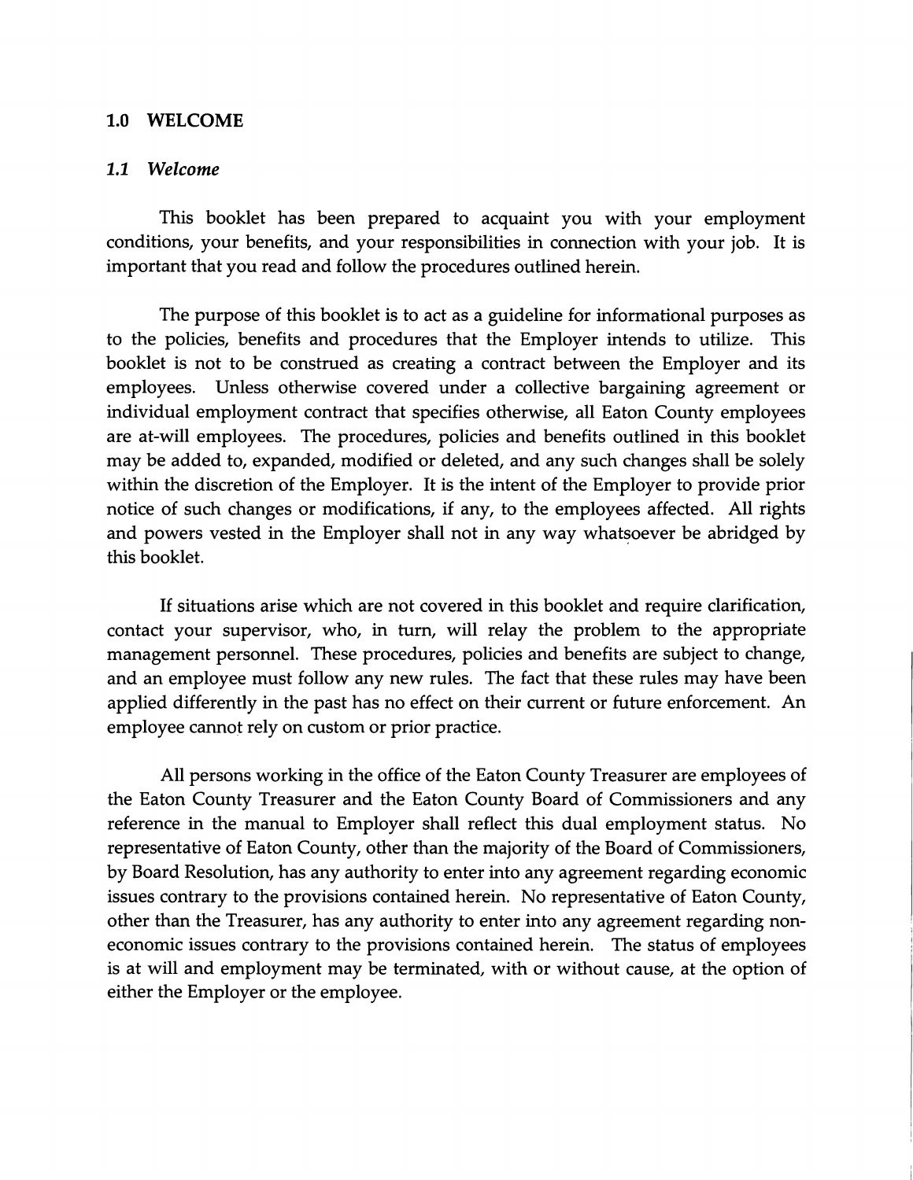## 1.0 WELCOME

### *1.1 Welcome*

This booklet has been prepared to acquaint you with your employment conditions, your benefits, and your responsibilities in connection with your job. It is important that you read and follow the procedures outlined herein.

The purpose of this booklet is to act as a guideline for informational purposes as to the policies, benefits and procedures that the Employer intends to utilize. This booklet is not to be construed as creating a contract between the Employer and its employees. Unless otherwise covered under a collective bargaining agreement or individual employment contract that specifies otherwise, all Eaton County employees are at-will employees. The procedures, policies and benefits outlined in this booklet may be added to, expanded, modified or deleted, and any such changes shall be solely within the discretion of the Employer. It is the intent of the Employer to provide prior notice of such changes or modifications, if any, to the employees affected. All rights and powers vested in the Employer shall not in any way whatsoever be abridged by this booklet.

If situations arise which are not covered in this booklet and require clarification, contact your supervisor, who, in turn, will relay the problem to the appropriate management personnel. These procedures, policies and benefits are subject to change, and an employee must follow any new rules. The fact that these rules may have been applied differently in the past has no effect on their current or future enforcement. An employee cannot rely on custom or prior practice.

All persons working in the office of the Eaton County Treasurer are employees of the Eaton County Treasurer and the Eaton County Board of Commissioners and any reference in the manual to Employer shall reflect this dual employment status. No representative of Eaton County, other than the majority of the Board of Commissioners, by Board Resolution, has any authority to enter into any agreement regarding economic issues contrary to the provisions contained herein. No representative of Eaton County, other than the Treasurer, has any authority to enter into any agreement regarding non-economic issues contrary to the provisions contained herein. The status of employees is at will and employment may be terminated, with or without cause, at the option of either the Employer or the employee.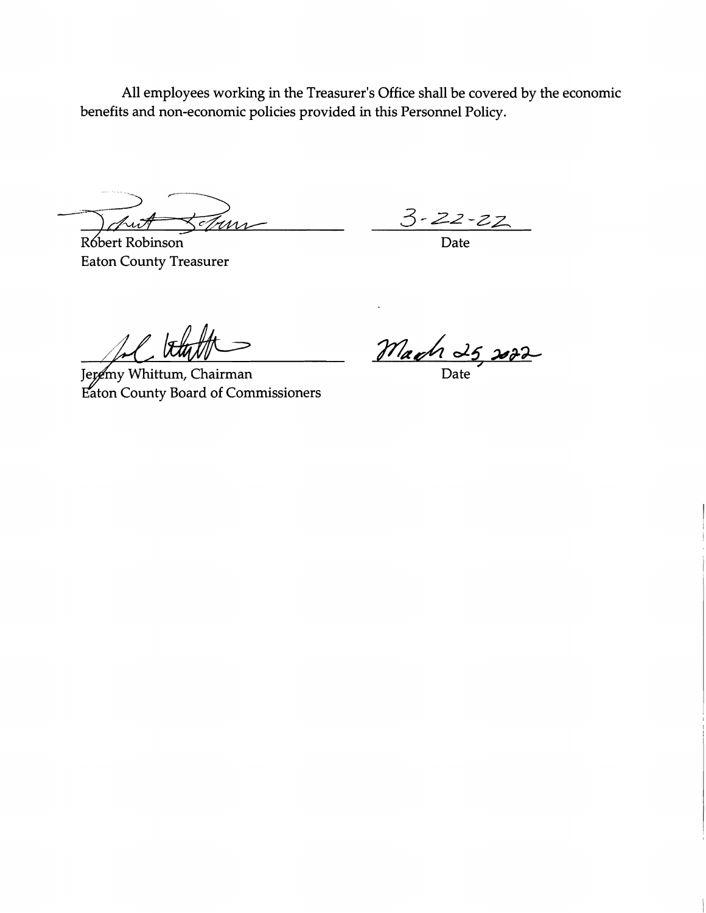All employees working in the Treasurer's Office shall be covered by the economic benefits and non-economic policies provided in this Personnel Policy.

Robert Robinson
Eaton County Treasurer

3-22-22
Date

Jeremy Whittum, Chairman
Eaton County Board of Commissioners

March 25, 2022
Date